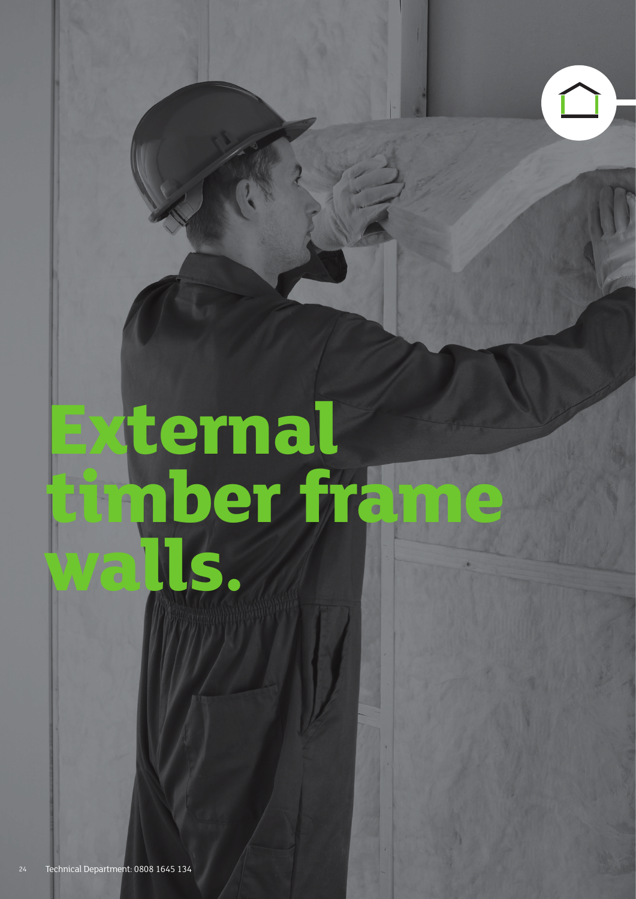# External timber frame walls.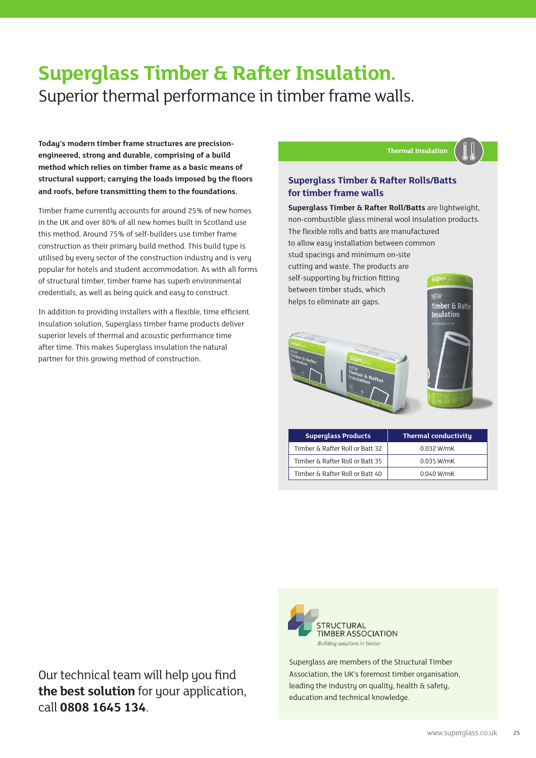# Superglass Timber & Rafter Insulation.

Superior thermal performance in timber frame walls.

**Today's modern timber frame structures are precision-engineered, strong and durable, comprising of a build method which relies on timber frame as a basic means of structural support; carrying the loads imposed by the floors and roofs, before transmitting them to the foundations.**

Timber frame currently accounts for around 25% of new homes in the UK and over 80% of all new homes built in Scotland use this method. Around 75% of self-builders use timber frame construction as their primary build method. This build type is utilised by every sector of the construction industry and is very popular for hotels and student accommodation. As with all forms of structural timber, timber frame has superb environmental credentials, as well as being quick and easy to construct.

In addition to providing installers with a flexible, time efficient insulation solution, Superglass timber frame products deliver superior levels of thermal and acoustic performance time after time. This makes Superglass insulation the natural partner for this growing method of construction.

Thermal Insulation

### Superglass Timber & Rafter Rolls/Batts for timber frame walls

**Superglass Timber & Rafter Roll/Batts** are lightweight, non-combustible glass mineral wool insulation products. The flexible rolls and batts are manufactured to allow easy installation between common stud spacings and minimum on-site cutting and waste. The products are self-supporting by friction fitting between timber studs, which helps to eliminate air gaps.

| Superglass Products | Thermal conductivity |
| --- | --- |
| Timber & Rafter Roll or Batt 32 | 0.032 W/mK |
| Timber & Rafter Roll or Batt 35 | 0.035 W/mK |
| Timber & Rafter Roll or Batt 40 | 0.040 W/mK |

STRUCTURAL TIMBER ASSOCIATION

*Building solutions in timber*

Superglass are members of the Structural Timber Association, the UK's foremost timber organisation, leading the industry on quality, health & safety, education and technical knowledge.

Our technical team will help you find **the best solution** for your application, call **0808 1645 134**.

www.superglass.co.uk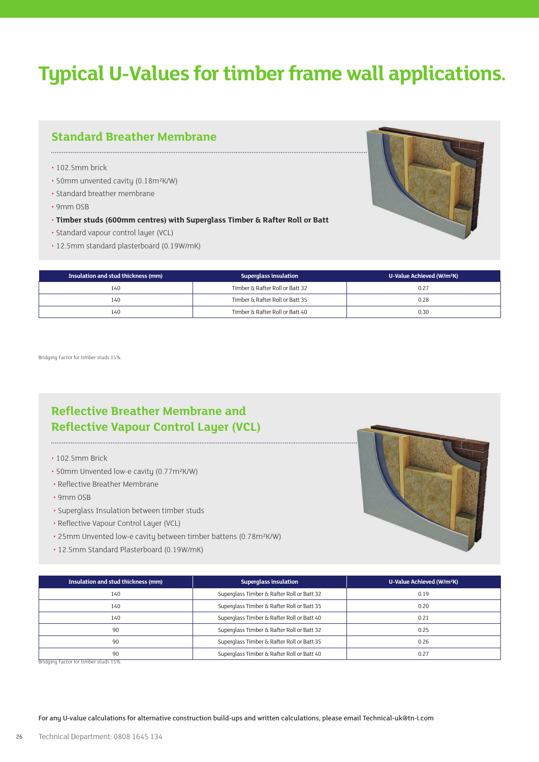# Typical U-Values for timber frame wall applications.

## Standard Breather Membrane

- 102.5mm brick
- 50mm unvented cavity (0.18m²K/W)
- Standard breather membrane
- 9mm OSB
- **Timber studs (600mm centres) with Superglass Timber & Rafter Roll or Batt**
- Standard vapour control layer (VCL)
- 12.5mm standard plasterboard (0.19W/mK)

| Insulation and stud thickness (mm) | Superglass insulation | U-Value Achieved (W/m²K) |
|---|---|---|
| 140 | Timber & Rafter Roll or Batt 32 | 0.27 |
| 140 | Timber & Rafter Roll or Batt 35 | 0.28 |
| 140 | Timber & Rafter Roll or Batt 40 | 0.30 |

Bridging Factor for timber studs 15%.

## Reflective Breather Membrane and Reflective Vapour Control Layer (VCL)

- 102.5mm Brick
- 50mm Unvented low-e cavity (0.77m²K/W)
- Reflective Breather Membrane
- 9mm OSB
- Superglass Insulation between timber studs
- Reflective Vapour Control Layer (VCL)
- 25mm Unvented low-e cavity between timber battens (0.78m²K/W)
- 12.5mm Standard Plasterboard (0.19W/mK)

| Insulation and stud thickness (mm) | Superglass insulation | U-Value Achieved (W/m²K) |
|---|---|---|
| 140 | Superglass Timber & Rafter Roll or Batt 32 | 0.19 |
| 140 | Superglass Timber & Rafter Roll or Batt 35 | 0.20 |
| 140 | Superglass Timber & Rafter Roll or Batt 40 | 0.21 |
| 90 | Superglass Timber & Rafter Roll or Batt 32 | 0.25 |
| 90 | Superglass Timber & Rafter Roll or Batt 35 | 0.26 |
| 90 | Superglass Timber & Rafter Roll or Batt 40 | 0.27 |

Bridging Factor for timber studs 15%.

For any U-value calculations for alternative construction build-ups and written calculations, please email Technical-uk@tn-i.com

Technical Department: 0808 1645 134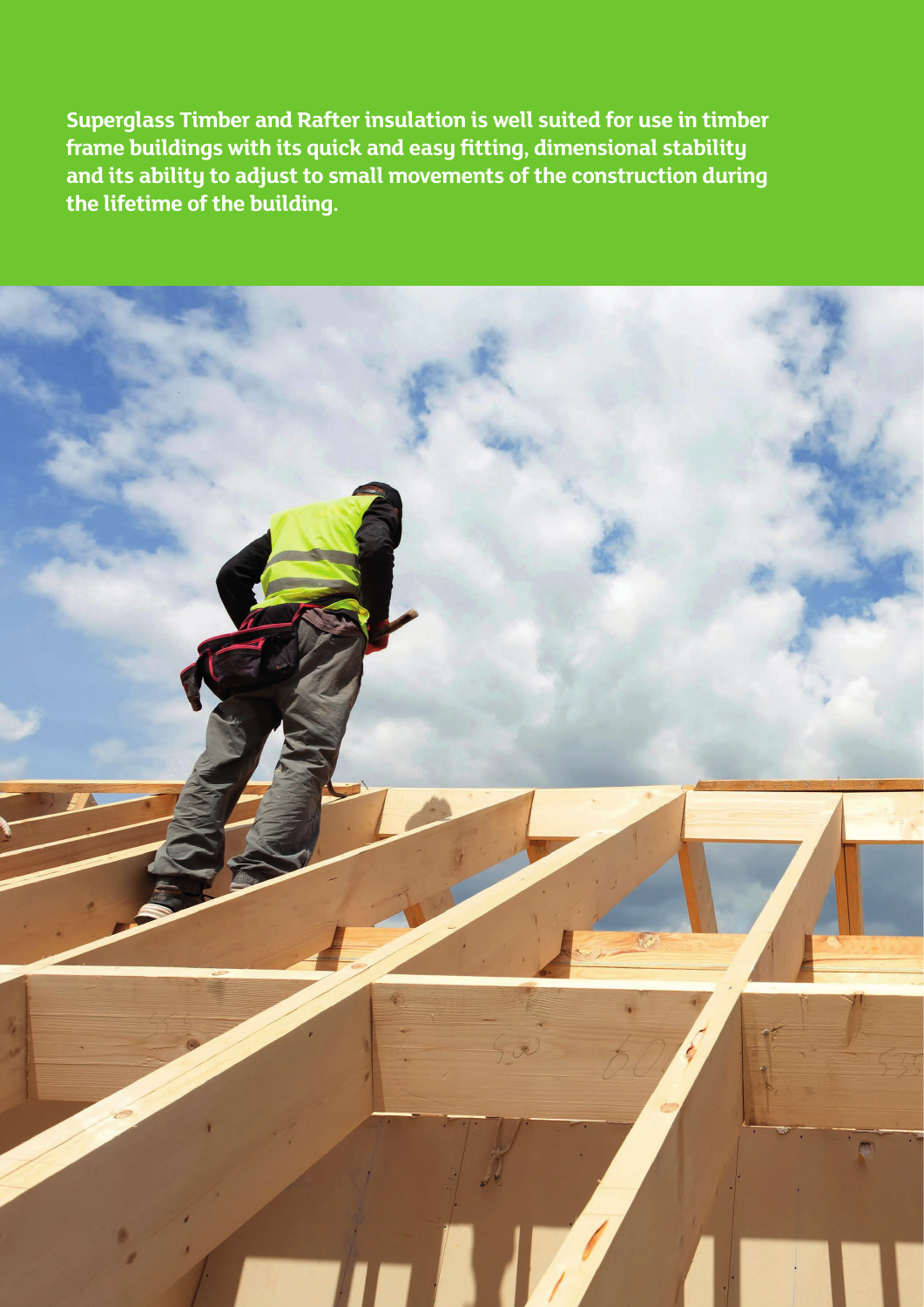**Superglass Timber and Rafter insulation is well suited for use in timber frame buildings with its quick and easy fitting, dimensional stability and its ability to adjust to small movements of the construction during the lifetime of the building.**